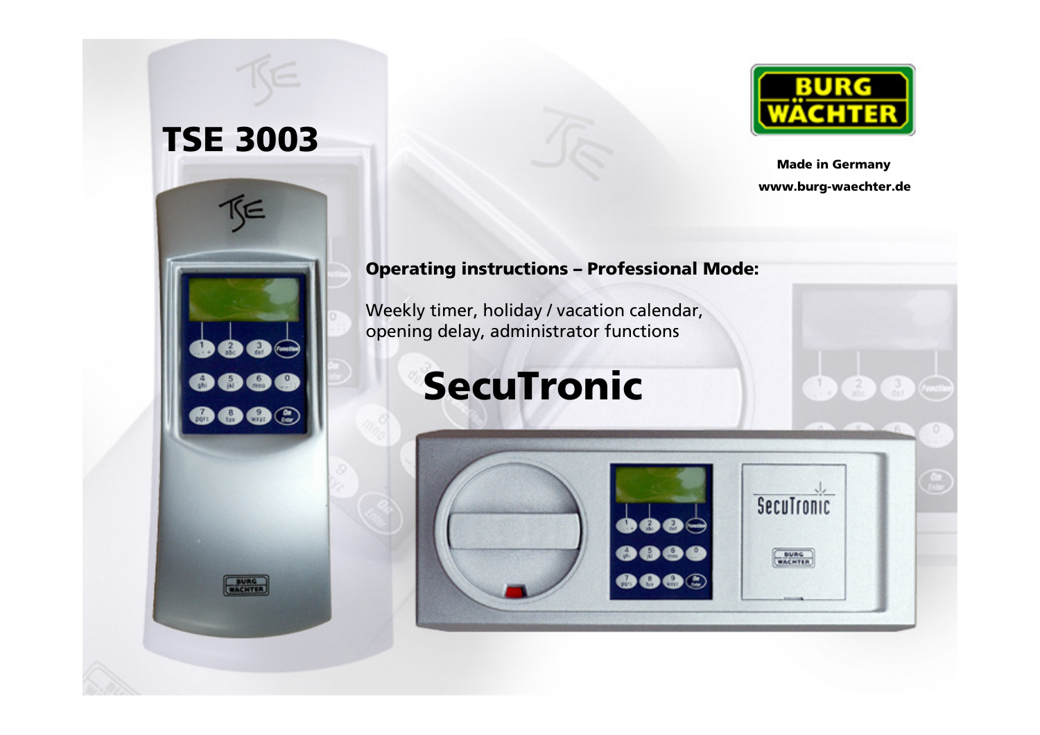# TSE 3003

BURG WÄCHTER

**Made in Germany**
**www.burg-waechter.de**

**Operating instructions – Professional Mode:**

Weekly timer, holiday / vacation calendar, opening delay, administrator functions

# SecuTronic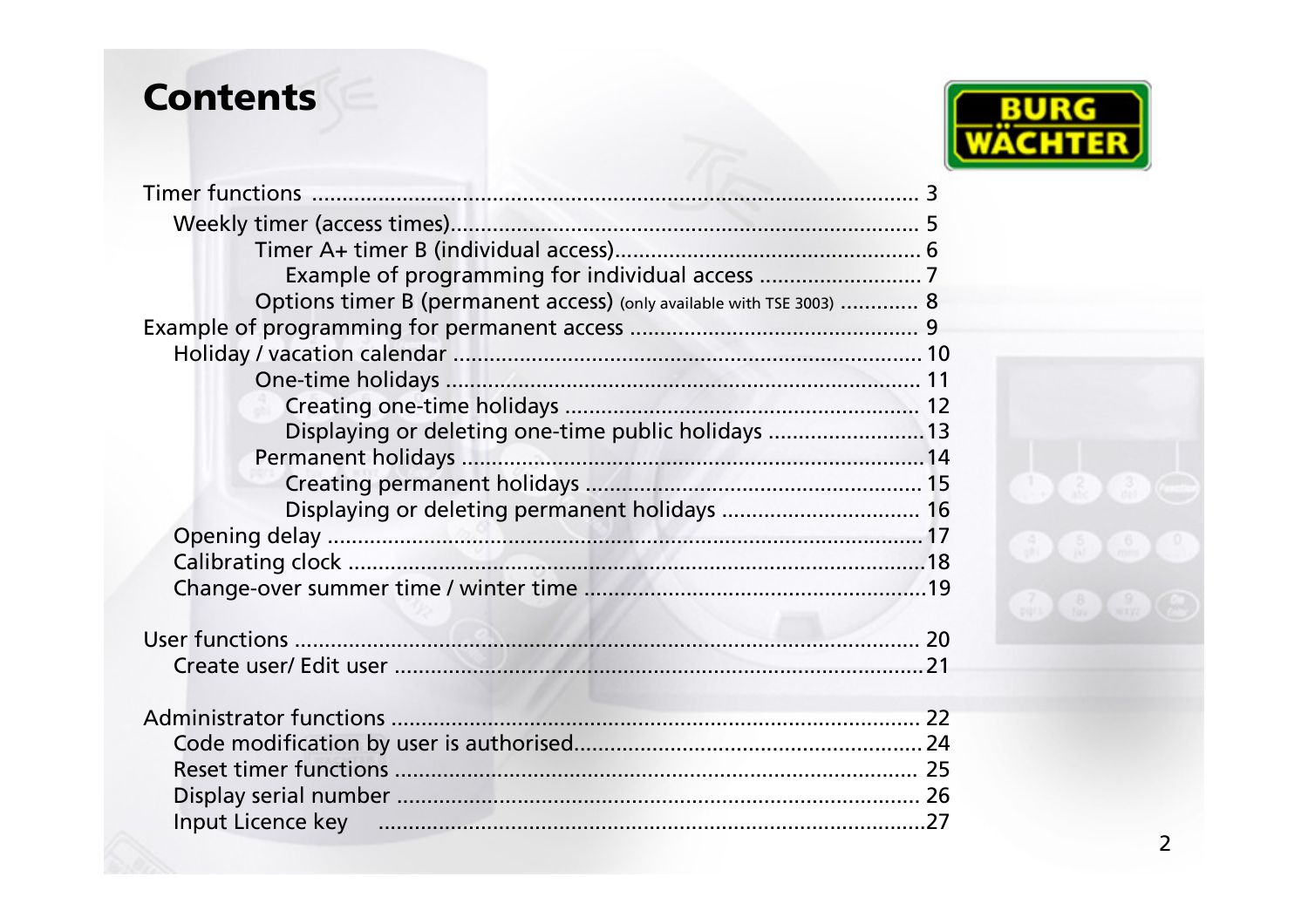# Contents

- Timer functions ... 3
  - Weekly timer (access times) ... 5
    - Timer A+ timer B (individual access) ... 6
      - Example of programming for individual access ... 7
    - Options timer B (permanent access) (only available with TSE 3003) ... 8
- Example of programming for permanent access ... 9
  - Holiday / vacation calendar ... 10
    - One-time holidays ... 11
      - Creating one-time holidays ... 12
      - Displaying or deleting one-time public holidays ... 13
    - Permanent holidays ... 14
      - Creating permanent holidays ... 15
      - Displaying or deleting permanent holidays ... 16
  - Opening delay ... 17
  - Calibrating clock ... 18
  - Change-over summer time / winter time ... 19

- User functions ... 20
  - Create user/ Edit user ... 21

- Administrator functions ... 22
  - Code modification by user is authorised ... 24
  - Reset timer functions ... 25
  - Display serial number ... 26
  - Input Licence key ... 27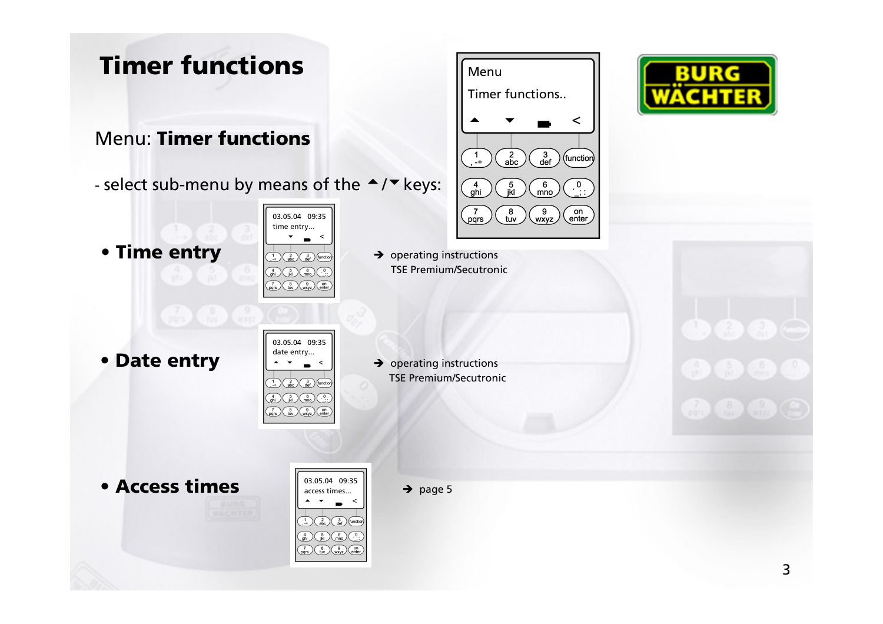# Timer functions

Menu: **Timer functions**

- select sub-menu by means of the ▲/▼ keys:

- **Time entry**

  ➔ operating instructions TSE Premium/Secutronic

- **Date entry**

  ➔ operating instructions TSE Premium/Secutronic

- **Access times**

  ➔ page 5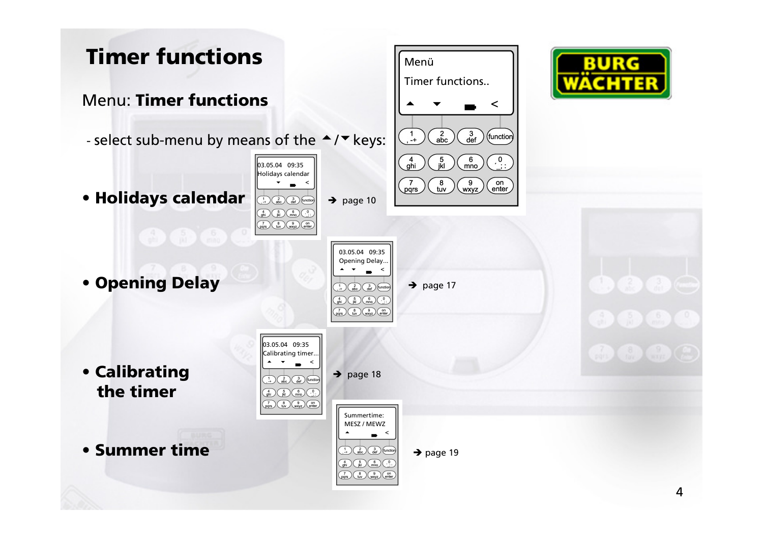# Timer functions

## Menu: **Timer functions**

- select sub-menu by means of the ▲/▼ keys:

- **Holidays calendar** → page 10
- **Opening Delay** → page 17
- **Calibrating the timer** → page 18
- **Summer time** → page 19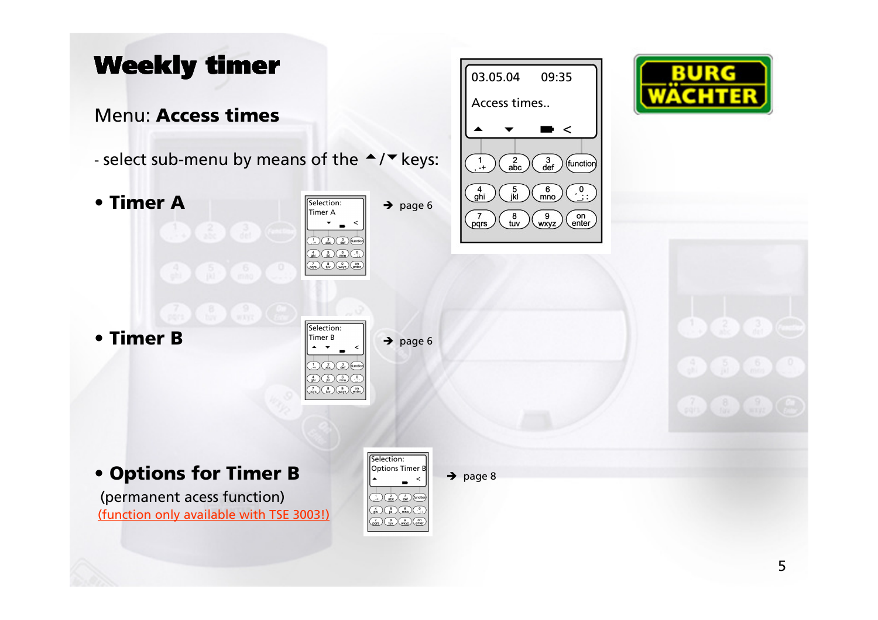# Weekly timer

## Menu: **Access times**

- select sub-menu by means of the ▲/▼ keys:

- **Timer A** ➔ page 6

- **Timer B** ➔ page 6

- **Options for Timer B** ➔ page 8
  (permanent acess function)
  (function only available with TSE 3003!)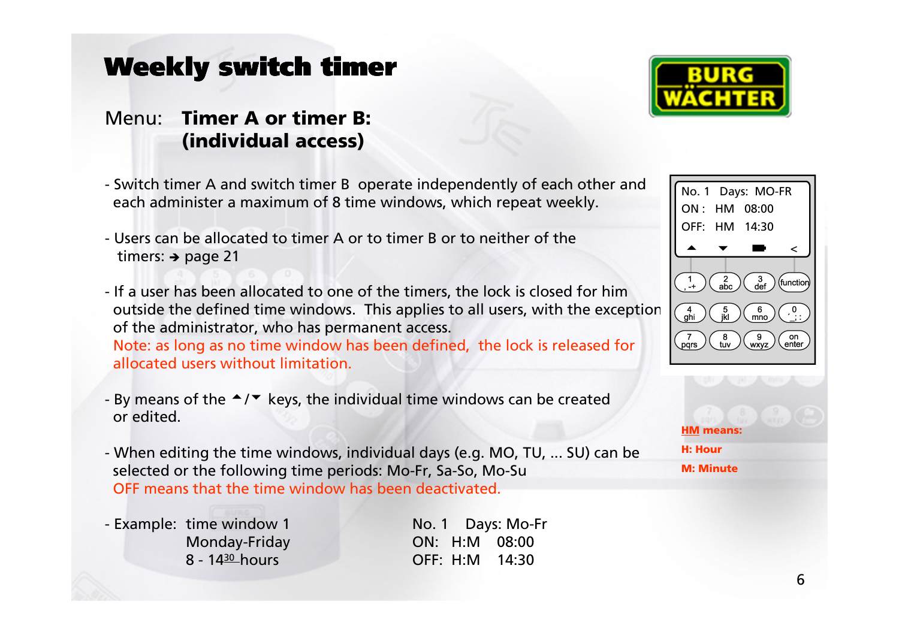# Weekly switch timer

Menu: **Timer A or timer B: (individual access)**

- Switch timer A and switch timer B operate independently of each other and each administer a maximum of 8 time windows, which repeat weekly.
- Users can be allocated to timer A or to timer B or to neither of the timers: → page 21
- If a user has been allocated to one of the timers, the lock is closed for him outside the defined time windows. This applies to all users, with the exception of the administrator, who has permanent access.
  Note: as long as no time window has been defined, the lock is released for allocated users without limitation.
- By means of the ▲/▼ keys, the individual time windows can be created or edited.
- When editing the time windows, individual days (e.g. MO, TU, ... SU) can be selected or the following time periods: Mo-Fr, Sa-So, Mo-Su
  OFF means that the time window has been deactivated.
- Example: time window 1
  Monday-Friday
  8 - 14$^{30}$ hours

No. 1 Days: Mo-Fr
ON: H:M 08:00
OFF: H:M 14:30

No. 1 Days: MO-FR
ON : HM 08:00
OFF: HM 14:30

**HM means:**
**H: Hour**
**M: Minute**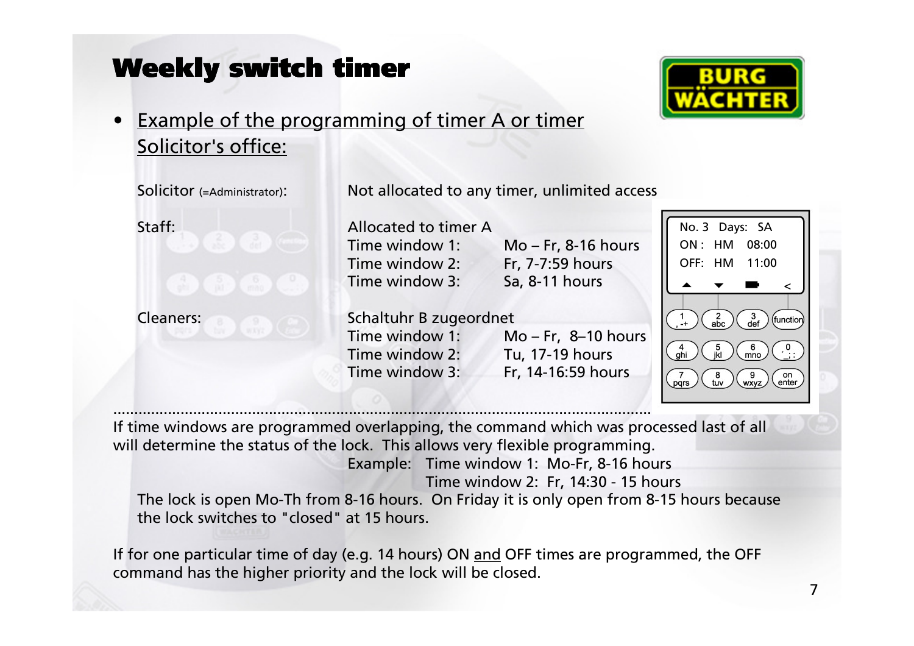# Weekly switch timer

- Example of the programming of timer A or timer Solicitor's office:

| | | |
|---|---|---|
| Solicitor (=Administrator): | Not allocated to any timer, unlimited access | |
| Staff: | Allocated to timer A | |
| | Time window 1: | Mo – Fr, 8-16 hours |
| | Time window 2: | Fr, 7-7:59 hours |
| | Time window 3: | Sa, 8-11 hours |
| Cleaners: | Schaltuhr B zugeordnet | |
| | Time window 1: | Mo – Fr, 8–10 hours |
| | Time window 2: | Tu, 17-19 hours |
| | Time window 3: | Fr, 14-16:59 hours |

```
No. 3   Days:  SA
ON :   HM    08:00
OFF:   HM    11:00
```

If time windows are programmed overlapping, the command which was processed last of all will determine the status of the lock. This allows very flexible programming.

Example: Time window 1: Mo-Fr, 8-16 hours
Time window 2: Fr, 14:30 - 15 hours

The lock is open Mo-Th from 8-16 hours. On Friday it is only open from 8-15 hours because the lock switches to "closed" at 15 hours.

If for one particular time of day (e.g. 14 hours) ON and OFF times are programmed, the OFF command has the higher priority and the lock will be closed.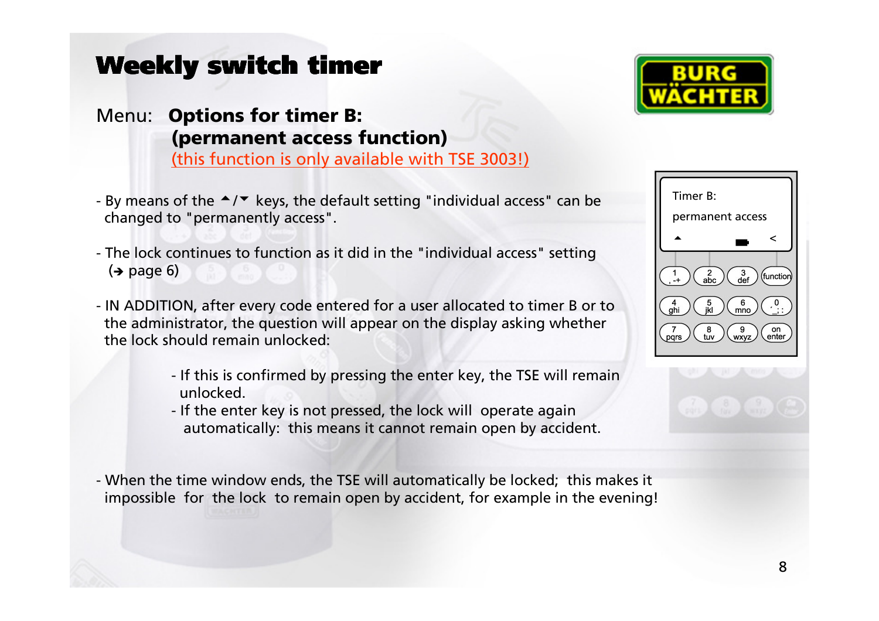# Weekly switch timer

Menu: **Options for timer B: (permanent access function)**

(this function is only available with TSE 3003!)

- By means of the ▲/▼ keys, the default setting "individual access" can be changed to "permanently access".

- The lock continues to function as it did in the "individual access" setting (➔ page 6)

- IN ADDITION, after every code entered for a user allocated to timer B or to the administrator, the question will appear on the display asking whether the lock should remain unlocked:

  - If this is confirmed by pressing the enter key, the TSE will remain unlocked.
  - If the enter key is not pressed, the lock will operate again automatically: this means it cannot remain open by accident.

- When the time window ends, the TSE will automatically be locked; this makes it impossible for the lock to remain open by accident, for example in the evening!

Timer B:
permanent access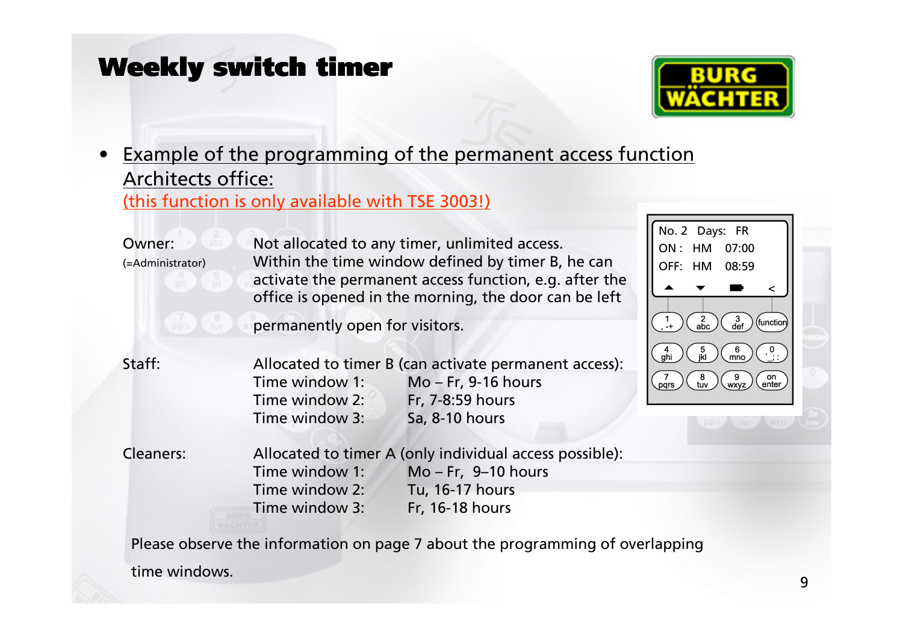# Weekly switch timer

- Example of the programming of the permanent access function
  Architects office:
  (this function is only available with TSE 3003!)

Owner: (=Administrator)
Not allocated to any timer, unlimited access. Within the time window defined by timer B, he can activate the permanent access function, e.g. after the office is opened in the morning, the door can be left permanently open for visitors.

Staff:
Allocated to timer B (can activate permanent access):

| | |
|---|---|
| Time window 1: | Mo – Fr, 9-16 hours |
| Time window 2: | Fr, 7-8:59 hours |
| Time window 3: | Sa, 8-10 hours |

Cleaners:
Allocated to timer A (only individual access possible):

| | |
|---|---|
| Time window 1: | Mo – Fr, 9–10 hours |
| Time window 2: | Tu, 16-17 hours |
| Time window 3: | Fr, 16-18 hours |

No. 2 Days: FR
ON : HM 07:00
OFF: HM 08:59

Please observe the information on page 7 about the programming of overlapping time windows.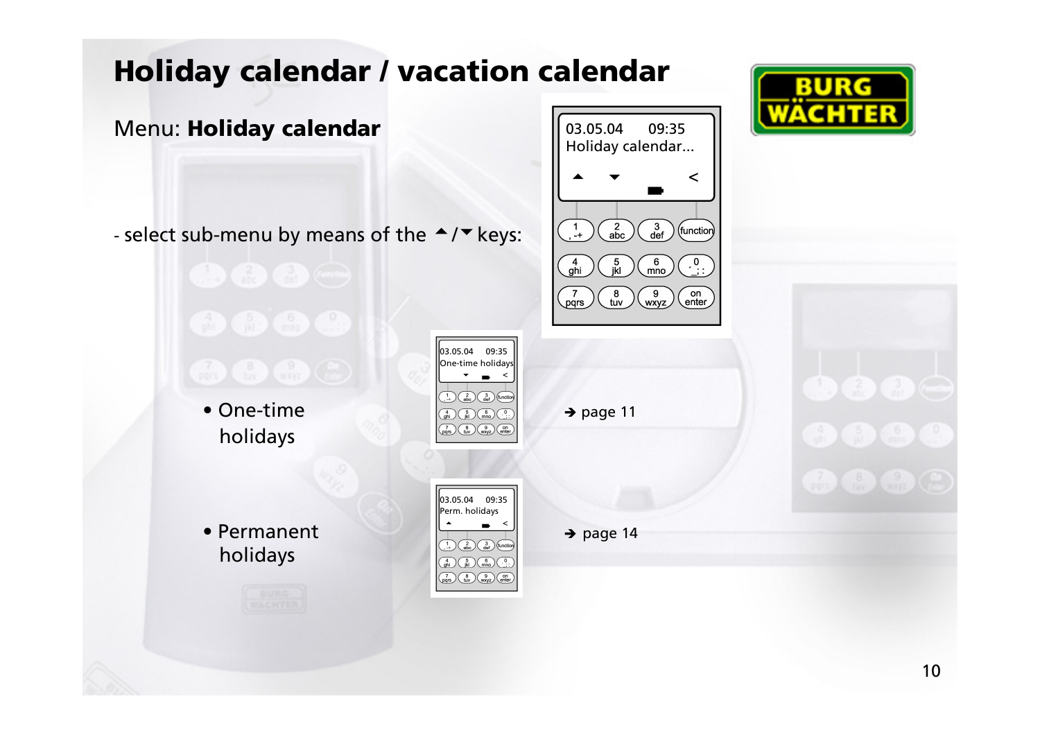# Holiday calendar / vacation calendar

Menu: **Holiday calendar**

- select sub-menu by means of the ▲/▼ keys:

03.05.04 09:35
Holiday calendar...

- One-time holidays → page 11

03.05.04 09:35
One-time holidays

- Permanent holidays → page 14

03.05.04 09:35
Perm. holidays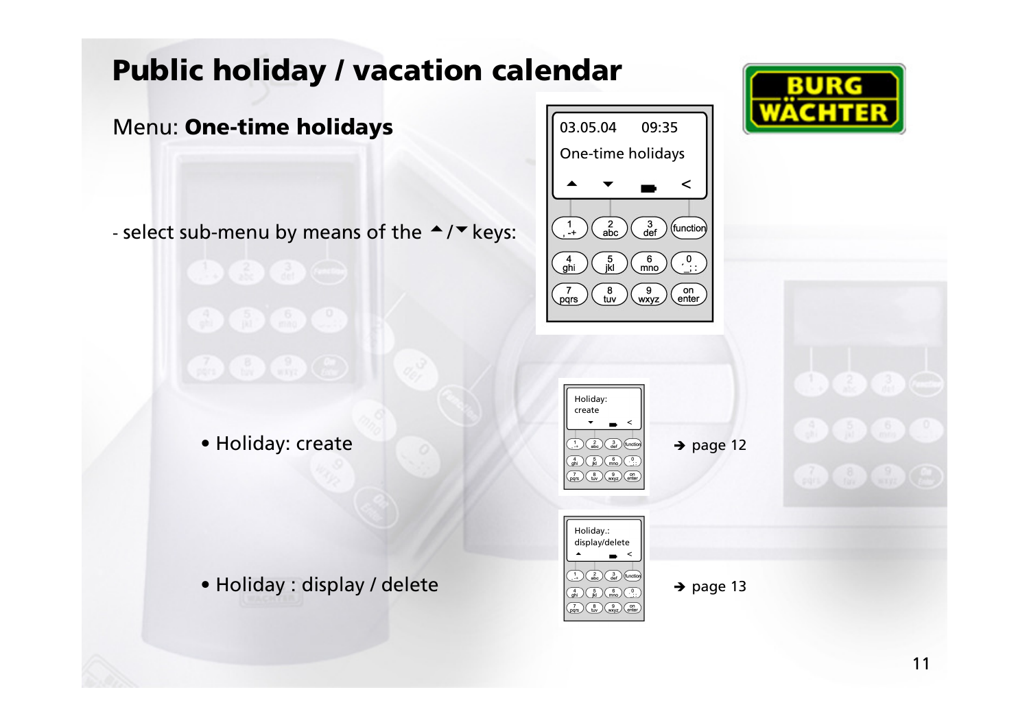# Public holiday / vacation calendar

Menu: **One-time holidays**

- select sub-menu by means of the ▲/▼ keys:

- Holiday: create → page 12
- Holiday : display / delete → page 13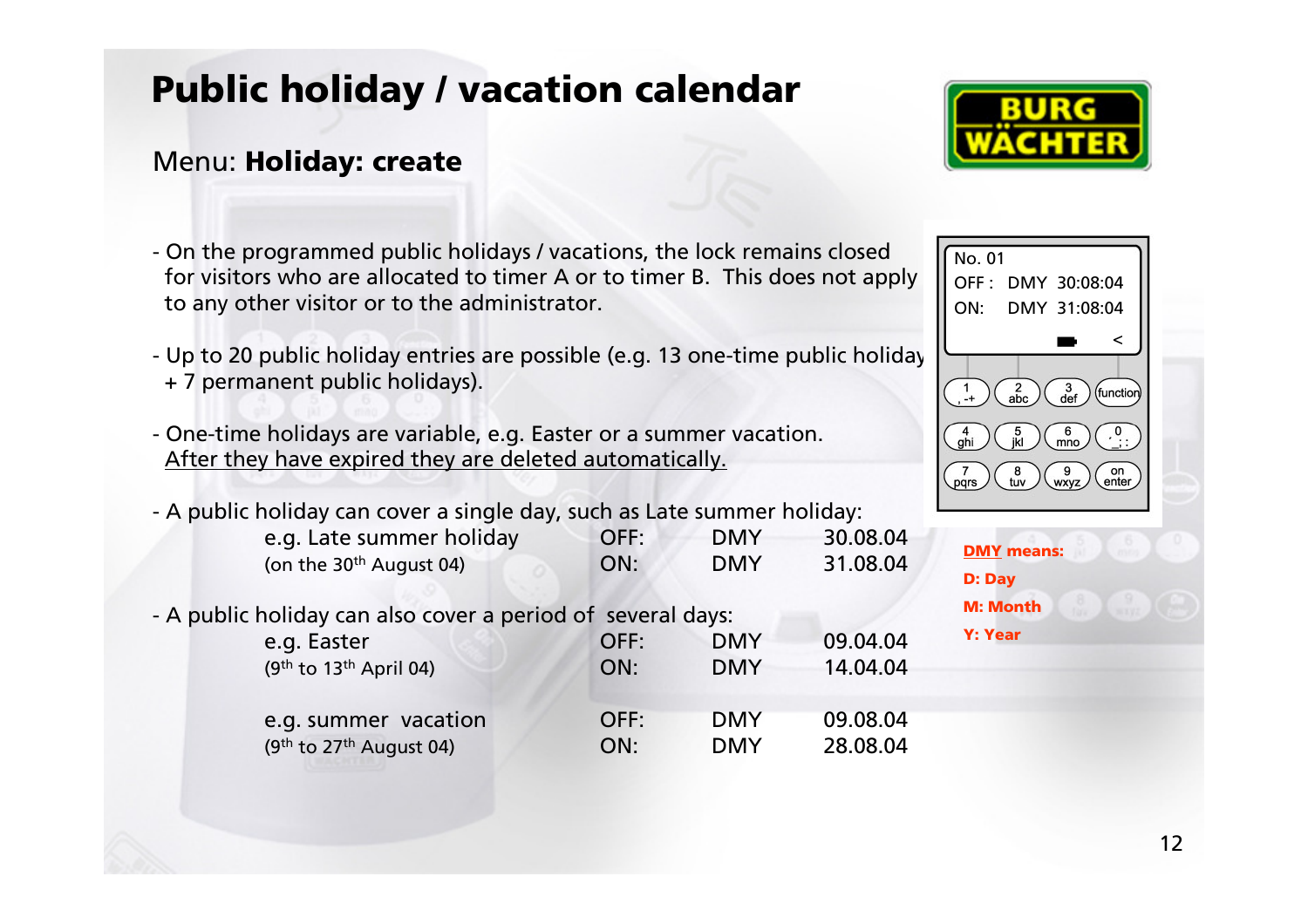# Public holiday / vacation calendar

Menu: **Holiday: create**

- On the programmed public holidays / vacations, the lock remains closed for visitors who are allocated to timer A or to timer B. This does not apply to any other visitor or to the administrator.

- Up to 20 public holiday entries are possible (e.g. 13 one-time public holiday + 7 permanent public holidays).

- One-time holidays are variable, e.g. Easter or a summer vacation. After they have expired they are deleted automatically.

- A public holiday can cover a single day, such as Late summer holiday:

| | | | |
|---|---|---|---|
| e.g. Late summer holiday | OFF: | DMY | 30.08.04 |
| (on the 30th August 04) | ON: | DMY | 31.08.04 |

- A public holiday can also cover a period of several days:

| | | | |
|---|---|---|---|
| e.g. Easter | OFF: | DMY | 09.04.04 |
| (9th to 13th April 04) | ON: | DMY | 14.04.04 |
| e.g. summer vacation | OFF: | DMY | 09.08.04 |
| (9th to 27th August 04) | ON: | DMY | 28.08.04 |

No. 01
OFF : DMY 30:08:04
ON: DMY 31:08:04

**DMY means:**
**D: Day**
**M: Month**
**Y: Year**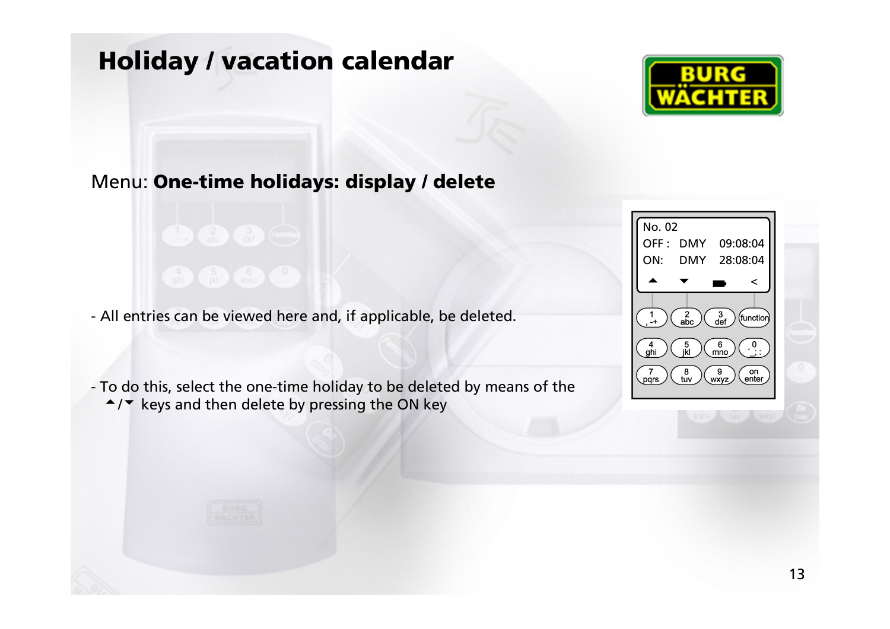# Holiday / vacation calendar

Menu: **One-time holidays: display / delete**

- All entries can be viewed here and, if applicable, be deleted.

- To do this, select the one-time holiday to be deleted by means of the ▲/▼ keys and then delete by pressing the ON key

No. 02
OFF : DMY 09:08:04
ON: DMY 28:08:04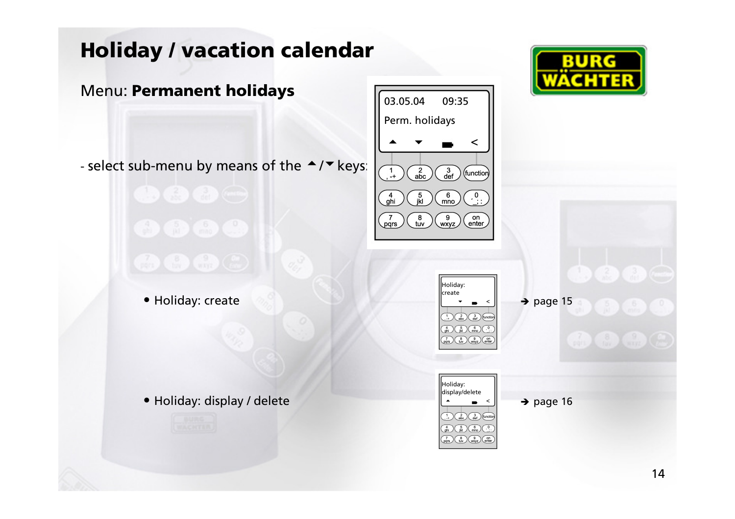# Holiday / vacation calendar

## Menu: **Permanent holidays**

- select sub-menu by means of the ▲/▼ keys:

• Holiday: create ➔ page 15

• Holiday: display / delete ➔ page 16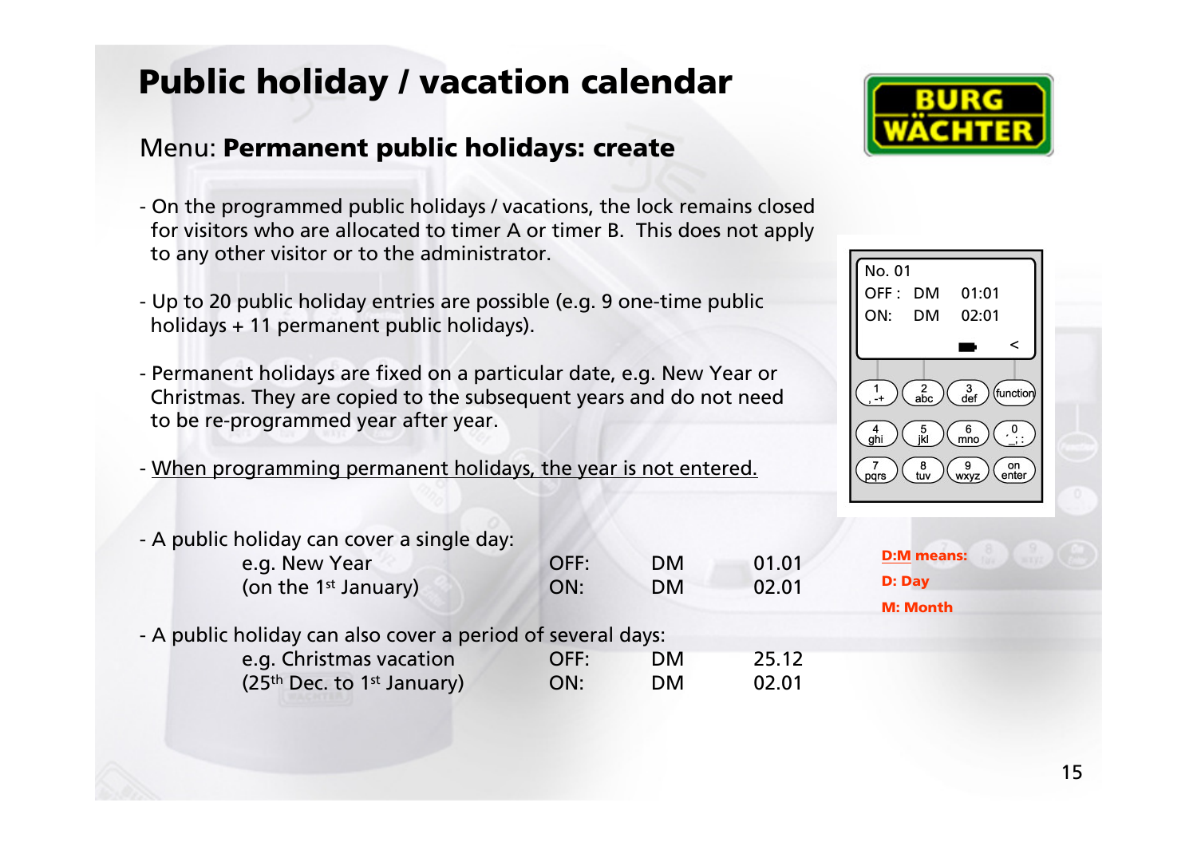# Public holiday / vacation calendar

## Menu: **Permanent public holidays: create**

- On the programmed public holidays / vacations, the lock remains closed for visitors who are allocated to timer A or timer B. This does not apply to any other visitor or to the administrator.

- Up to 20 public holiday entries are possible (e.g. 9 one-time public holidays + 11 permanent public holidays).

- Permanent holidays are fixed on a particular date, e.g. New Year or Christmas. They are copied to the subsequent years and do not need to be re-programmed year after year.

- <u>When programming permanent holidays, the year is not entered.</u>

- A public holiday can cover a single day:

| | | | |
|---|---|---|---|
| e.g. New Year | OFF: | DM | 01.01 |
| (on the 1st January) | ON: | DM | 02.01 |

- A public holiday can also cover a period of several days:

| | | | |
|---|---|---|---|
| e.g. Christmas vacation | OFF: | DM | 25.12 |
| (25th Dec. to 1st January) | ON: | DM | 02.01 |

No. 01
OFF : DM 01:01
ON: DM 02:01

**D:M means:**
**D: Day**
**M: Month**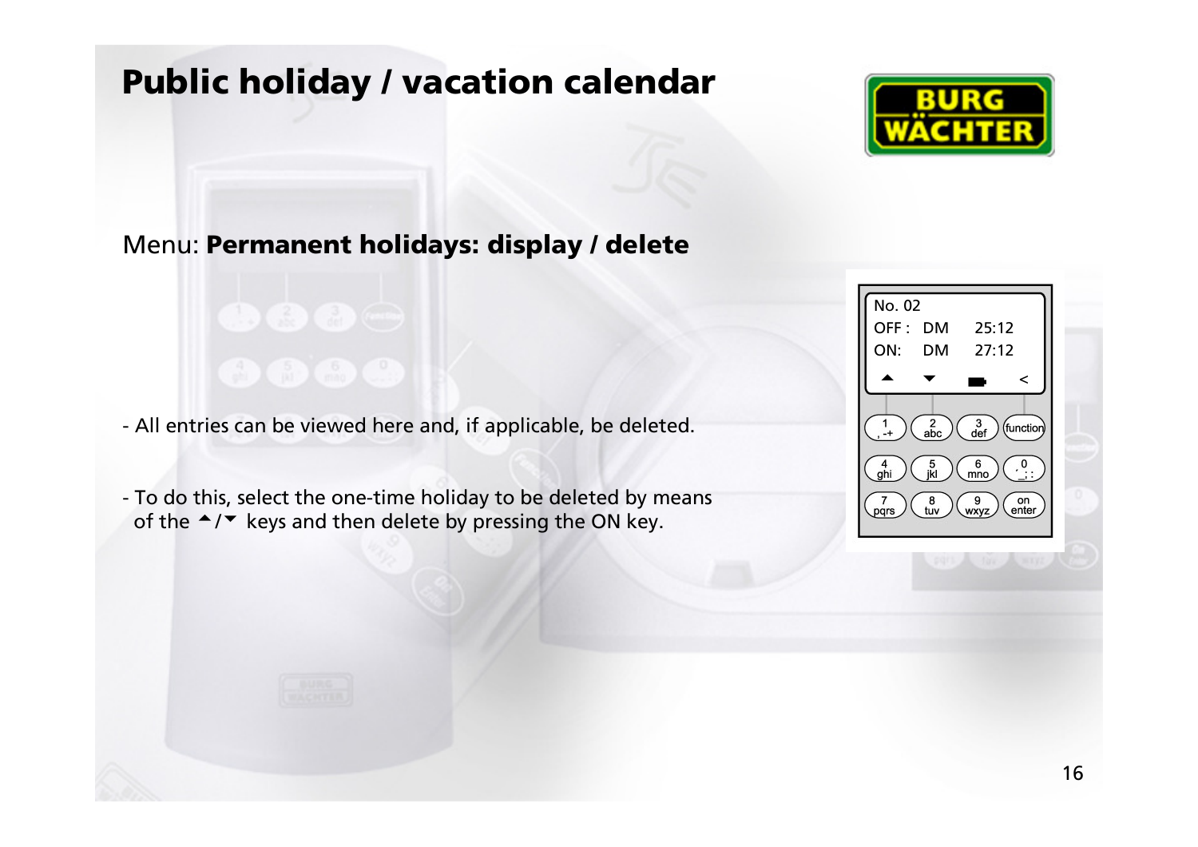# Public holiday / vacation calendar

Menu: **Permanent holidays: display / delete**

- All entries can be viewed here and, if applicable, be deleted.

- To do this, select the one-time holiday to be deleted by means of the ▲/▼ keys and then delete by pressing the ON key.

```
No. 02
OFF :  DM    25:12
ON:    DM    27:12
```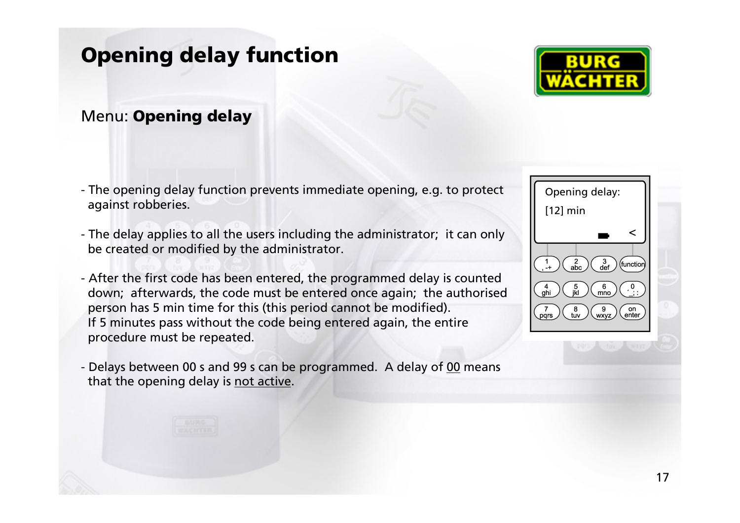# Opening delay function

Menu: **Opening delay**

- The opening delay function prevents immediate opening, e.g. to protect against robberies.

- The delay applies to all the users including the administrator; it can only be created or modified by the administrator.

- After the first code has been entered, the programmed delay is counted down; afterwards, the code must be entered once again; the authorised person has 5 min time for this (this period cannot be modified). If 5 minutes pass without the code being entered again, the entire procedure must be repeated.

- Delays between 00 s and 99 s can be programmed. A delay of 00 means that the opening delay is not active.

Opening delay:

[12] min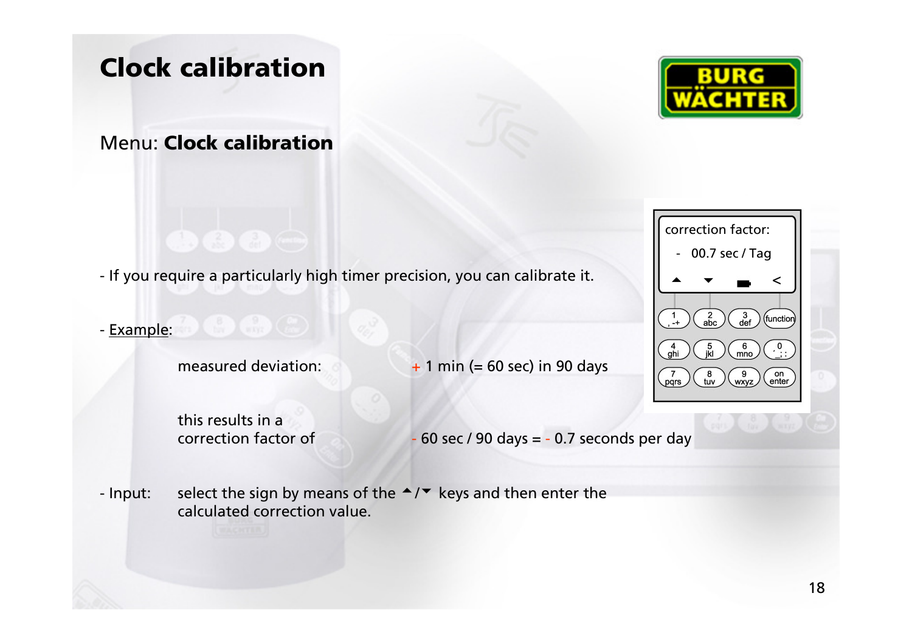# Clock calibration

Menu: **Clock calibration**

- If you require a particularly high timer precision, you can calibrate it.

- Example:

measured deviation: + 1 min (= 60 sec) in 90 days

this results in a correction factor of - 60 sec / 90 days = - 0.7 seconds per day

- Input: select the sign by means of the ▲/▼ keys and then enter the calculated correction value.

correction factor:

- 00.7 sec / Tag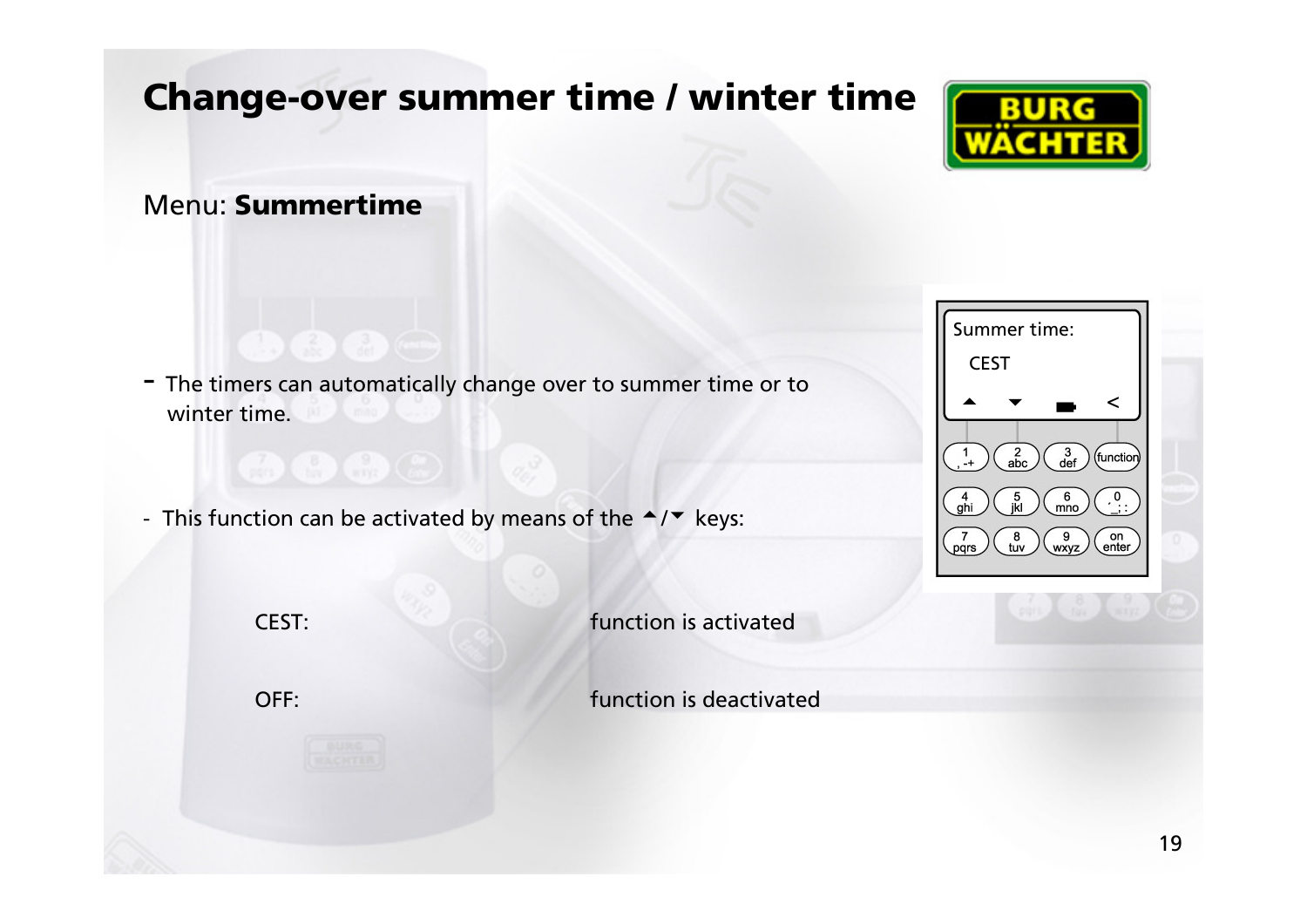# Change-over summer time / winter time

Menu: **Summertime**

- The timers can automatically change over to summer time or to winter time.

- This function can be activated by means of the ▲/▼ keys:

| | |
|---|---|
| CEST: | function is activated |
| OFF: | function is deactivated |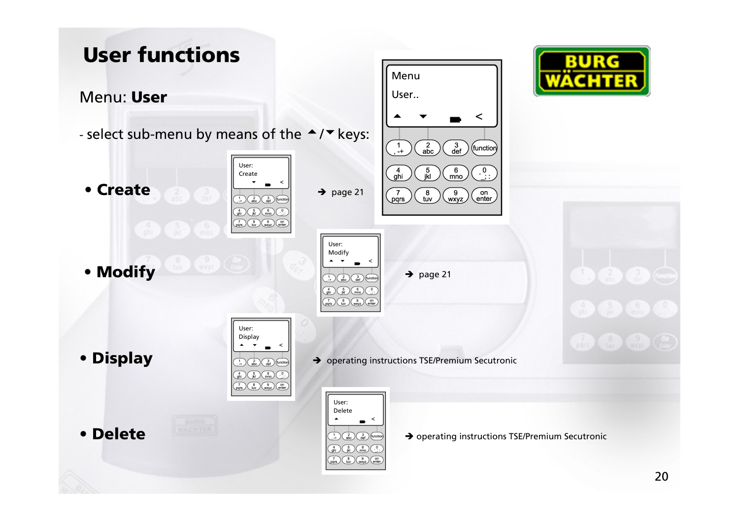# User functions

Menu: **User**

- select sub-menu by means of the ▲/▼ keys:

- **Create** ➔ page 21
- **Modify** ➔ page 21
- **Display** ➔ operating instructions TSE/Premium Secutronic
- **Delete** ➔ operating instructions TSE/Premium Secutronic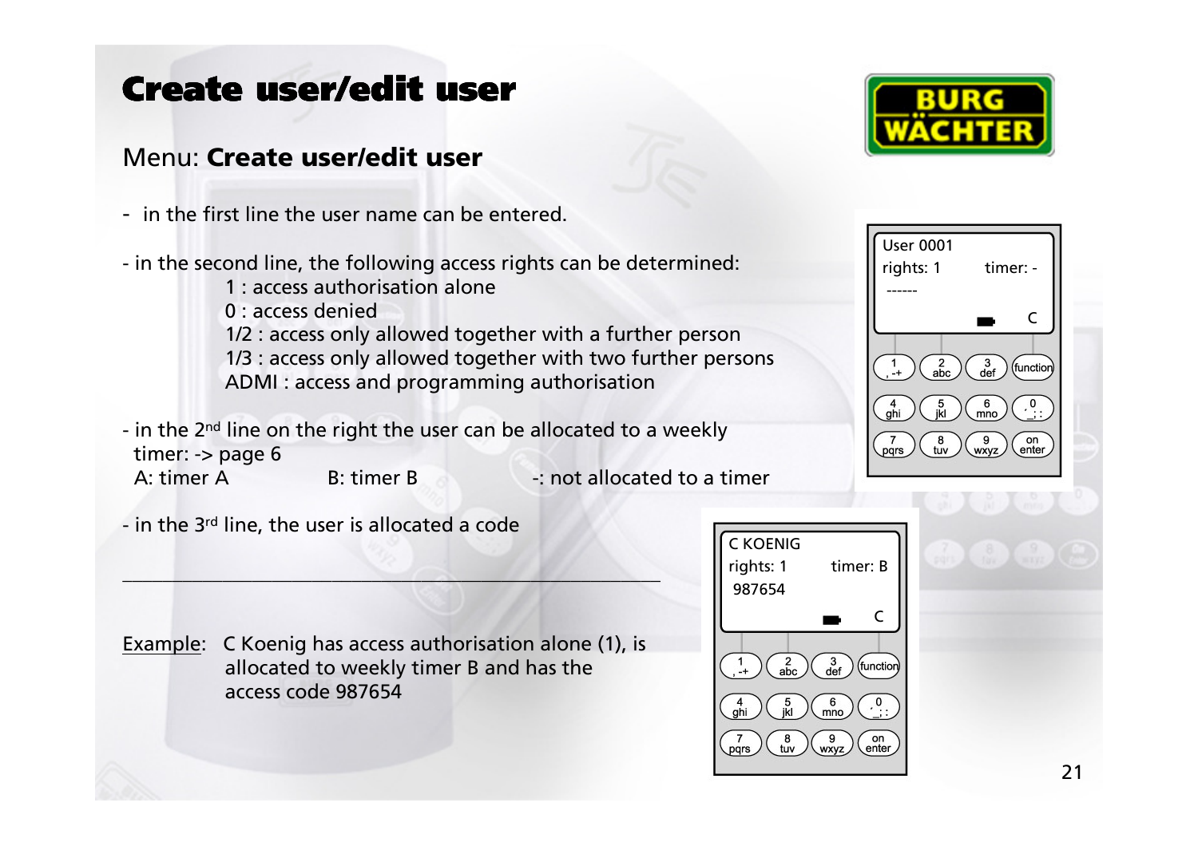# Create user/edit user

Menu: **Create user/edit user**

- in the first line the user name can be entered.

- in the second line, the following access rights can be determined:
  - 1 : access authorisation alone
  - 0 : access denied
  - 1/2 : access only allowed together with a further person
  - 1/3 : access only allowed together with two further persons
  - ADMI : access and programming authorisation

- in the 2nd line on the right the user can be allocated to a weekly timer: -> page 6

  A: timer A　　B: timer B　　-: not allocated to a timer

- in the 3rd line, the user is allocated a code

---

Example: C Koenig has access authorisation alone (1), is allocated to weekly timer B and has the access code 987654

User 0001
rights: 1　　timer: -
------

C KOENIG
rights: 1　　timer: B
987654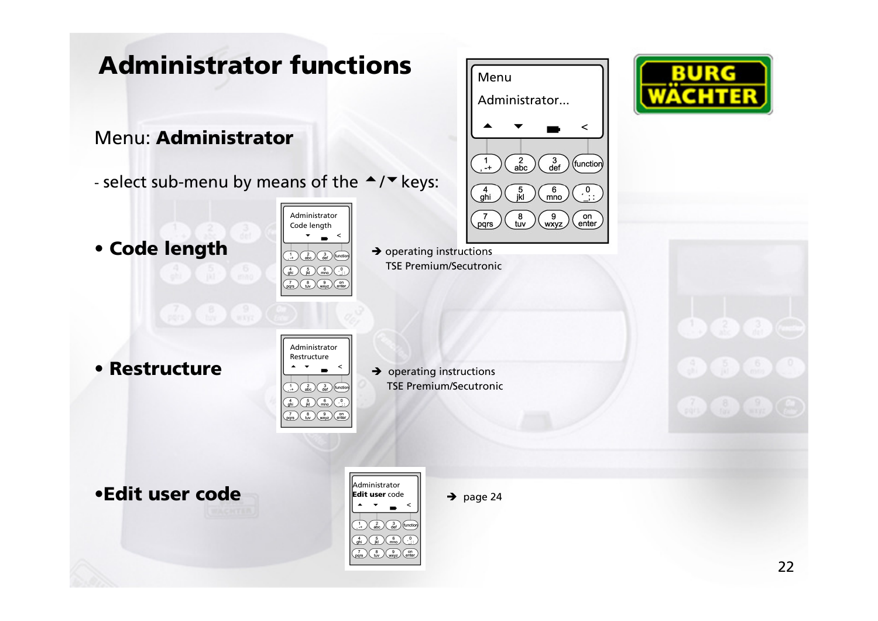# Administrator functions

Menu: **Administrator**

- select sub-menu by means of the ▲/▼ keys:

- **Code length**

  → operating instructions TSE Premium/Secutronic

- **Restructure**

  → operating instructions TSE Premium/Secutronic

- **Edit user code**

  → page 24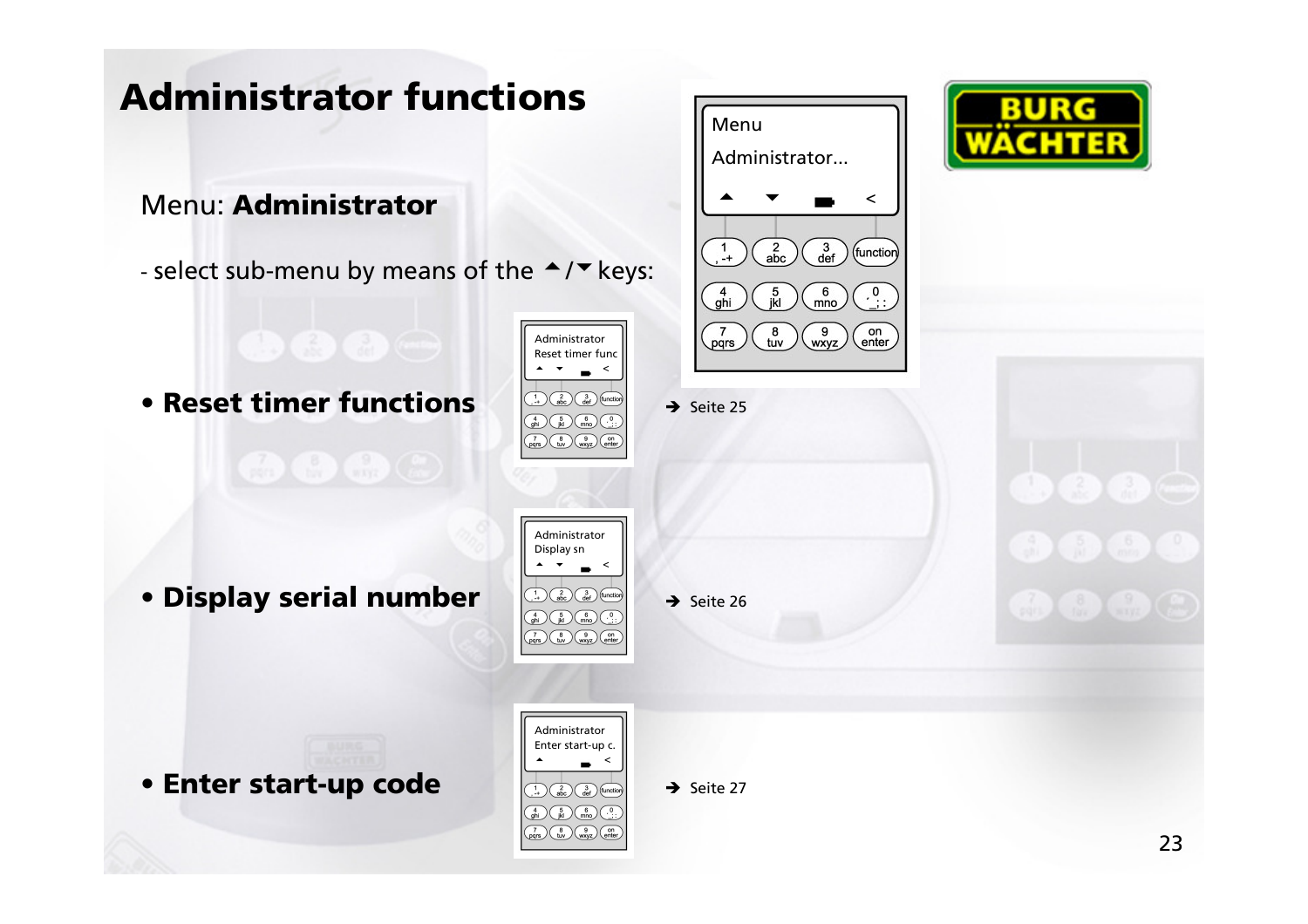# Administrator functions

Menu: **Administrator**

- select sub-menu by means of the ▲/▼ keys:

- **Reset timer functions** → Seite 25

- **Display serial number** → Seite 26

- **Enter start-up code** → Seite 27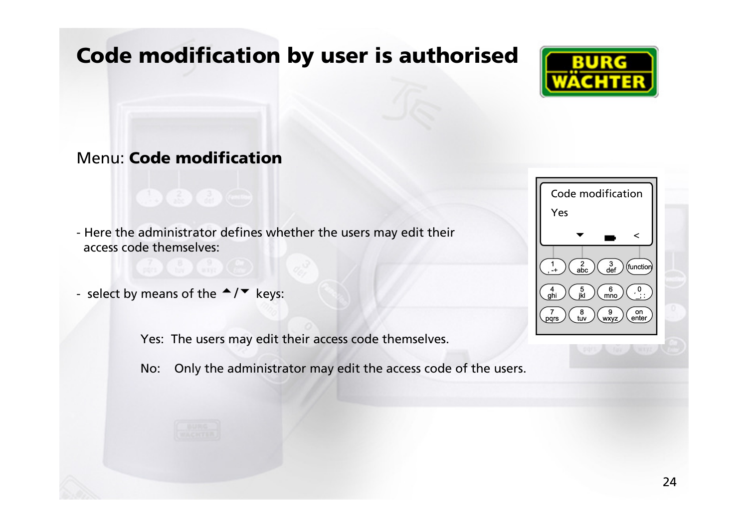# Code modification by user is authorised

Menu: **Code modification**

- Here the administrator defines whether the users may edit their access code themselves:

- select by means of the ▲/▼ keys:

Yes: The users may edit their access code themselves.

No: Only the administrator may edit the access code of the users.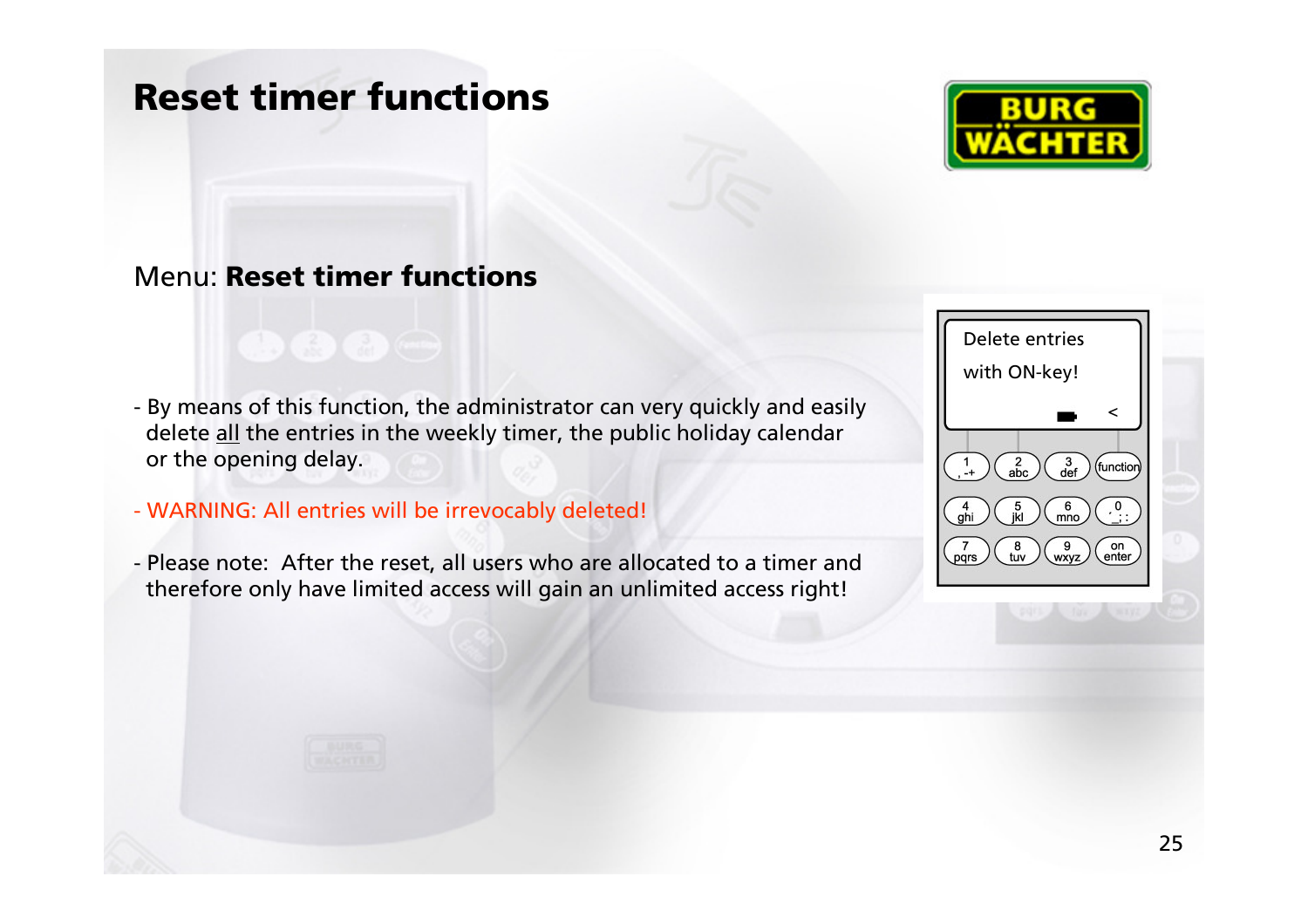# Reset timer functions

Menu: **Reset timer functions**

- By means of this function, the administrator can very quickly and easily delete all the entries in the weekly timer, the public holiday calendar or the opening delay.

- WARNING: All entries will be irrevocably deleted!

- Please note: After the reset, all users who are allocated to a timer and therefore only have limited access will gain an unlimited access right!

Delete entries
with ON-key!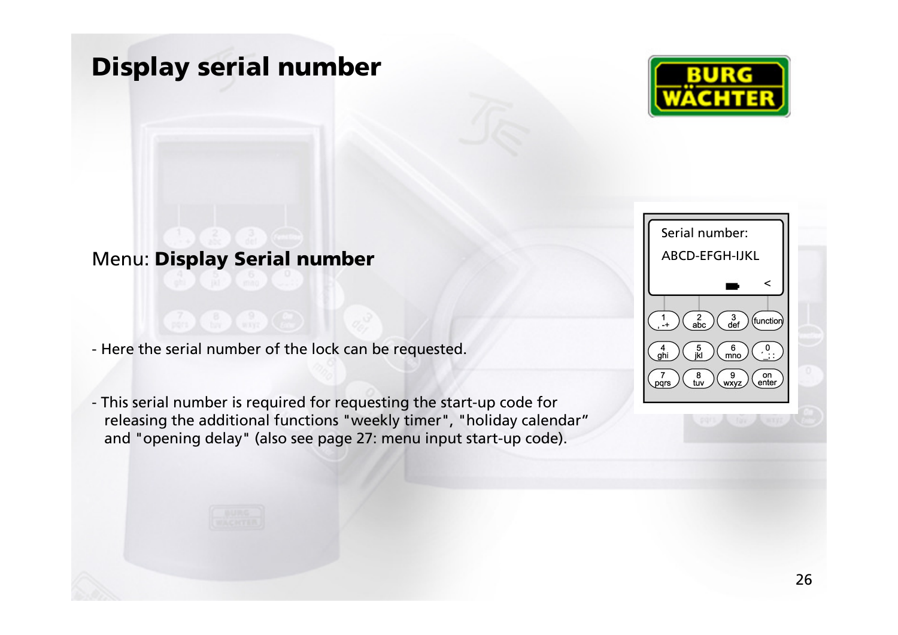# Display serial number

Menu: **Display Serial number**

- Here the serial number of the lock can be requested.

- This serial number is required for requesting the start-up code for releasing the additional functions "weekly timer", "holiday calendar" and "opening delay" (also see page 27: menu input start-up code).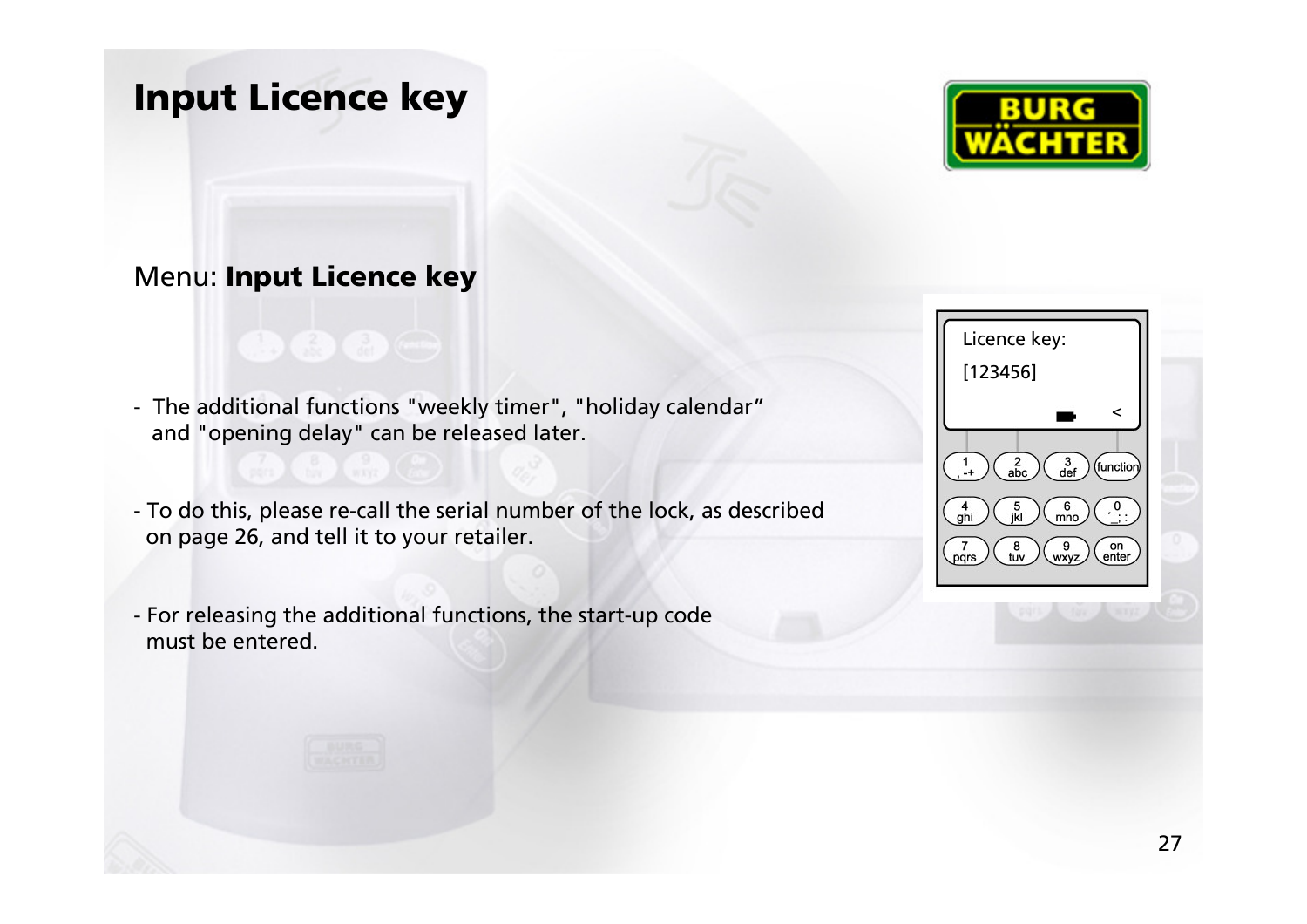# Input Licence key

Menu: **Input Licence key**

- The additional functions "weekly timer", "holiday calendar" and "opening delay" can be released later.

- To do this, please re-call the serial number of the lock, as described on page 26, and tell it to your retailer.

- For releasing the additional functions, the start-up code must be entered.

Licence key:

[123456]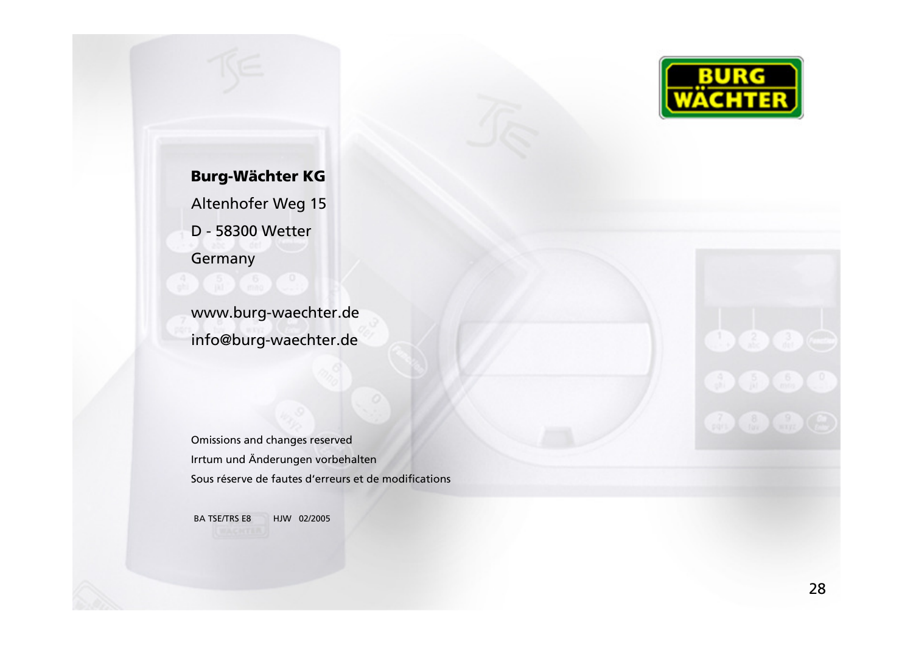**Burg-Wächter KG**

Altenhofer Weg 15

D - 58300 Wetter

Germany

www.burg-waechter.de

info@burg-waechter.de

Omissions and changes reserved

Irrtum und Änderungen vorbehalten

Sous réserve de fautes d'erreurs et de modifications

BA TSE/TRS E8 HJW 02/2005